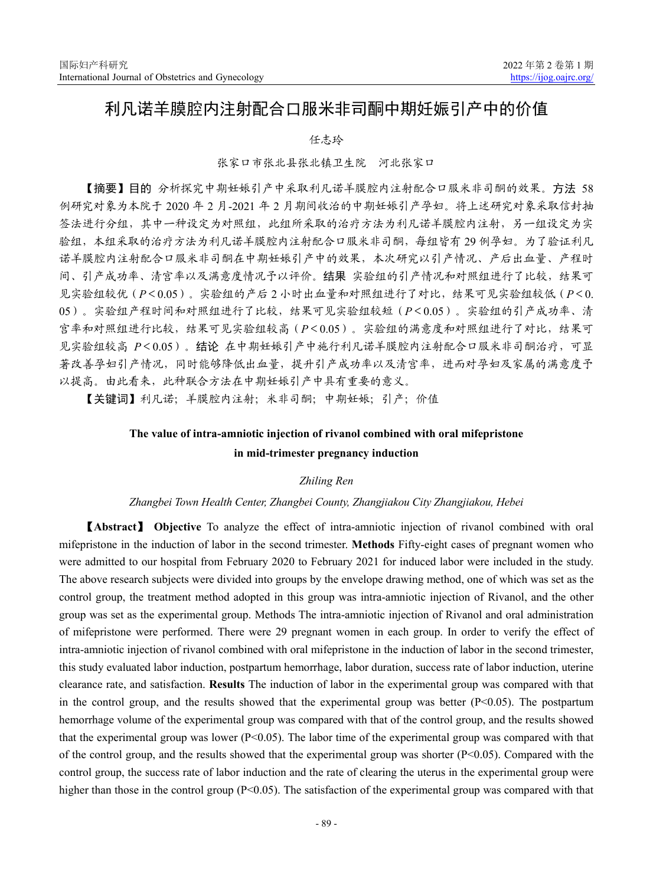# 利凡诺羊膜腔内注射配合口服米非司酮中期妊娠引产中的价值

任志玲

张家口市张北县张北镇卫生院　河北张家口

**【摘要】目的** 分析探究中期妊娠引产中采取利凡诺羊膜腔内注射配合口服米非司酮的效果。**方法** 58 例研究对象为本院于 2020 年 2 月-2021 年 2 月期间收治的中期妊娠引产孕妇。将上述研究对象采取信封抽签法进行分组，其中一种设定为对照组，此组所采取的治疗方法为利凡诺羊膜腔内注射，另一组设定为实验组，本组采取的治疗方法为利凡诺羊膜腔内注射配合口服米非司酮，每组皆有 29 例孕妇。为了验证利凡诺羊膜腔内注射配合口服米非司酮在中期妊娠引产中的效果，本次研究以引产情况、产后出血量、产程时间、引产成功率、清宫率以及满意度情况予以评价。**结果** 实验组的引产情况和对照组进行了比较，结果可见实验组较优（$P<0.05$）。实验组的产后 2 小时出血量和对照组进行了对比，结果可见实验组较低（$P<0.05$）。实验组产程时间和对照组进行了比较，结果可见实验组较短（$P<0.05$）。实验组的引产成功率、清宫率和对照组进行比较，结果可见实验组较高（$P<0.05$）。实验组的满意度和对照组进行了对比，结果可见实验组较高 $P<0.05$）。**结论** 在中期妊娠引产中施行利凡诺羊膜腔内注射配合口服米非司酮治疗，可显著改善孕妇引产情况，同时能够降低出血量，提升引产成功率以及清宫率，进而对孕妇及家属的满意度予以提高。由此看来，此种联合方法在中期妊娠引产中具有重要的意义。

**【关键词】**利凡诺；羊膜腔内注射；米非司酮；中期妊娠；引产；价值

## The value of intra-amniotic injection of rivanol combined with oral mifepristone in mid-trimester pregnancy induction

*Zhiling Ren*

*Zhangbei Town Health Center, Zhangbei County, Zhangjiakou City Zhangjiakou, Hebei*

**【Abstract】 Objective** To analyze the effect of intra-amniotic injection of rivanol combined with oral mifepristone in the induction of labor in the second trimester. **Methods** Fifty-eight cases of pregnant women who were admitted to our hospital from February 2020 to February 2021 for induced labor were included in the study. The above research subjects were divided into groups by the envelope drawing method, one of which was set as the control group, the treatment method adopted in this group was intra-amniotic injection of Rivanol, and the other group was set as the experimental group. Methods The intra-amniotic injection of Rivanol and oral administration of mifepristone were performed. There were 29 pregnant women in each group. In order to verify the effect of intra-amniotic injection of rivanol combined with oral mifepristone in the induction of labor in the second trimester, this study evaluated labor induction, postpartum hemorrhage, labor duration, success rate of labor induction, uterine clearance rate, and satisfaction. **Results** The induction of labor in the experimental group was compared with that in the control group, and the results showed that the experimental group was better ($P<0.05$). The postpartum hemorrhage volume of the experimental group was compared with that of the control group, and the results showed that the experimental group was lower ($P<0.05$). The labor time of the experimental group was compared with that of the control group, and the results showed that the experimental group was shorter ($P<0.05$). Compared with the control group, the success rate of labor induction and the rate of clearing the uterus in the experimental group were higher than those in the control group ($P<0.05$). The satisfaction of the experimental group was compared with that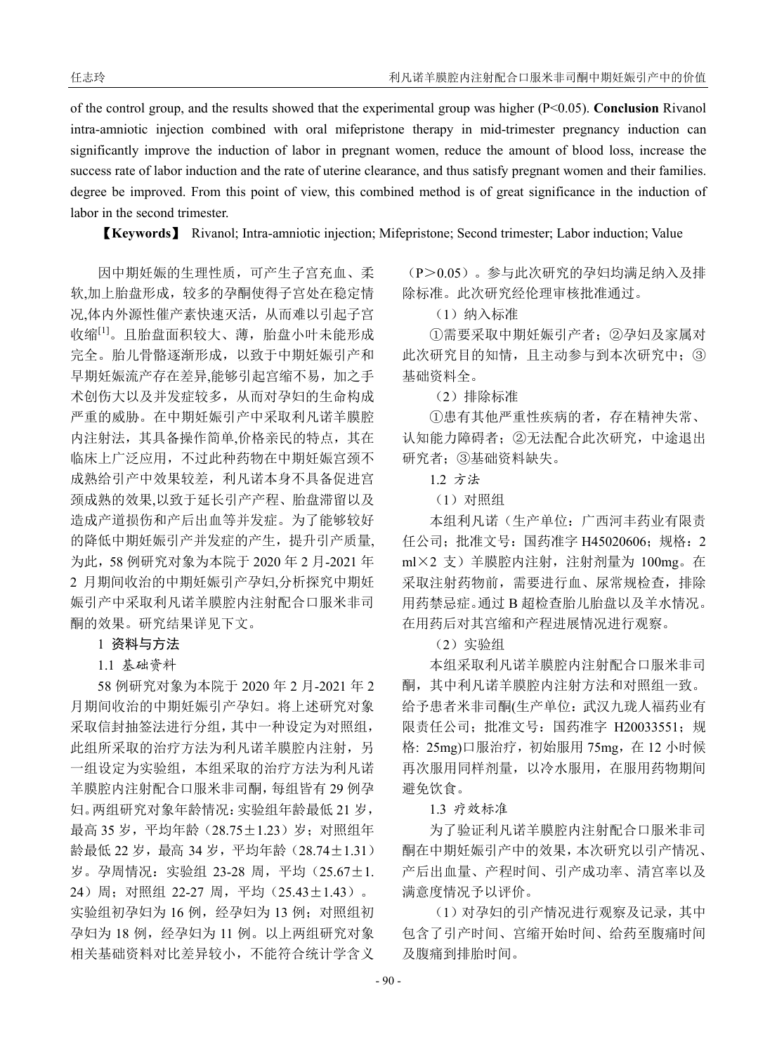of the control group, and the results showed that the experimental group was higher (P<0.05). **Conclusion** Rivanol intra-amniotic injection combined with oral mifepristone therapy in mid-trimester pregnancy induction can significantly improve the induction of labor in pregnant women, reduce the amount of blood loss, increase the success rate of labor induction and the rate of uterine clearance, and thus satisfy pregnant women and their families. degree be improved. From this point of view, this combined method is of great significance in the induction of labor in the second trimester.

**【Keywords】** Rivanol; Intra-amniotic injection; Mifepristone; Second trimester; Labor induction; Value

因中期妊娠的生理性质，可产生子宫充血、柔软,加上胎盘形成，较多的孕酮使得子宫处在稳定情况,体内外源性催产素快速灭活，从而难以引起子宫收缩[1]。且胎盘面积较大、薄，胎盘小叶未能形成完全。胎儿骨骼逐渐形成，以致于中期妊娠引产和早期妊娠流产存在差异,能够引起宫缩不易，加之手术创伤大以及并发症较多，从而对孕妇的生命构成严重的威胁。在中期妊娠引产中采取利凡诺羊膜腔内注射法，其具备操作简单,价格亲民的特点，其在临床上广泛应用，不过此种药物在中期妊娠宫颈不成熟给引产中效果较差，利凡诺本身不具备促进宫颈成熟的效果,以致于延长引产产程、胎盘滞留以及造成产道损伤和产后出血等并发症。为了能够较好的降低中期妊娠引产并发症的产生，提升引产质量,为此，58 例研究对象为本院于 2020 年 2 月-2021 年 2 月期间收治的中期妊娠引产孕妇,分析探究中期妊娠引产中采取利凡诺羊膜腔内注射配合口服米非司酮的效果。研究结果详见下文。

## 1 资料与方法

### 1.1 基础资料

58 例研究对象为本院于 2020 年 2 月-2021 年 2 月期间收治的中期妊娠引产孕妇。将上述研究对象采取信封抽签法进行分组，其中一种设定为对照组，此组所采取的治疗方法为利凡诺羊膜腔内注射，另一组设定为实验组，本组采取的治疗方法为利凡诺羊膜腔内注射配合口服米非司酮，每组皆有 29 例孕妇。两组研究对象年龄情况：实验组年龄最低 21 岁，最高 35 岁，平均年龄（28.75±1.23）岁；对照组年龄最低 22 岁，最高 34 岁，平均年龄（28.74±1.31）岁。孕周情况：实验组 23-28 周，平均（25.67±1.24）周；对照组 22-27 周，平均（25.43±1.43）。实验组初孕妇为 16 例，经孕妇为 13 例；对照组初孕妇为 18 例，经孕妇为 11 例。以上两组研究对象相关基础资料对比差异较小，不能符合统计学含义（P＞0.05）。参与此次研究的孕妇均满足纳入及排除标准。此次研究经伦理审核批准通过。

（1）纳入标准

①需要采取中期妊娠引产者；②孕妇及家属对此次研究目的知情，且主动参与到本次研究中；③基础资料全。

（2）排除标准

①患有其他严重性疾病的者，存在精神失常、认知能力障碍者；②无法配合此次研究，中途退出研究者；③基础资料缺失。

### 1.2 方法

（1）对照组

本组利凡诺（生产单位：广西河丰药业有限责任公司；批准文号：国药准字 H45020606；规格：2 ml×2 支）羊膜腔内注射，注射剂量为 100mg。在采取注射药物前，需要进行血、尿常规检查，排除用药禁忌症。通过 B 超检查胎儿胎盘以及羊水情况。在用药后对其宫缩和产程进展情况进行观察。

（2）实验组

本组采取利凡诺羊膜腔内注射配合口服米非司酮，其中利凡诺羊膜腔内注射方法和对照组一致。给予患者米非司酮(生产单位：武汉九珑人福药业有限责任公司；批准文号：国药准字 H20033551；规格: 25mg)口服治疗，初始服用 75mg，在 12 小时候再次服用同样剂量，以冷水服用，在服用药物期间避免饮食。

### 1.3 疗效标准

为了验证利凡诺羊膜腔内注射配合口服米非司酮在中期妊娠引产中的效果，本次研究以引产情况、产后出血量、产程时间、引产成功率、清宫率以及满意度情况予以评价。

（1）对孕妇的引产情况进行观察及记录，其中包含了引产时间、宫缩开始时间、给药至腹痛时间及腹痛到排胎时间。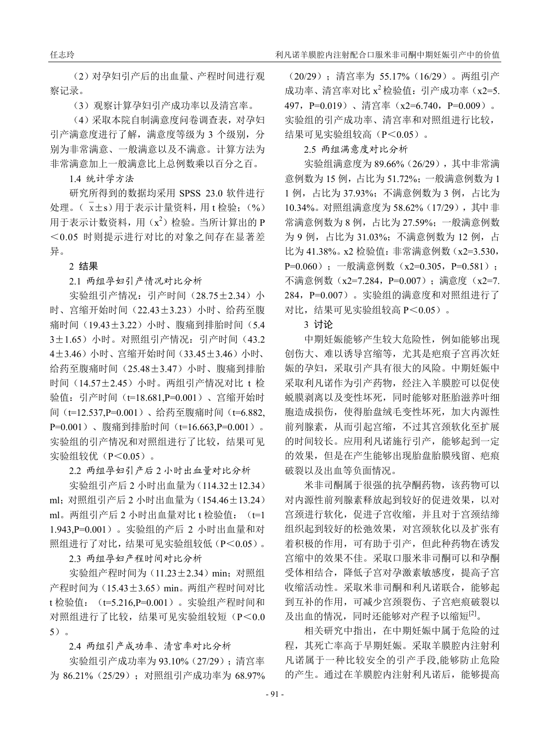（2）对孕妇引产后的出血量、产程时间进行观察记录。

（3）观察计算孕妇引产成功率以及清宫率。

（4）采取本院自制满意度问卷调查表，对孕妇引产满意度进行了解，满意度等级为 3 个级别，分别为非常满意、一般满意以及不满意。计算方法为非常满意加上一般满意比上总例数乘以百分之百。

1.4 统计学方法

研究所得到的数据均采用 SPSS 23.0 软件进行处理。（$\bar{x}\pm s$）用于表示计量资料，用 t 检验；（%）用于表示计数资料，用（$x^2$）检验。当所计算出的 P＜0.05 时则提示进行对比的对象之间存在显著差异。

2 结果

2.1 两组孕妇引产情况对比分析

实验组引产情况：引产时间（28.75±2.34）小时、宫缩开始时间（22.43±3.23）小时、给药至腹痛时间（19.43±3.22）小时、腹痛到排胎时间（5.43±1.65）小时。对照组引产情况：引产时间（43.24±3.46）小时、宫缩开始时间（33.45±3.46）小时、给药至腹痛时间（25.48±3.47）小时、腹痛到排胎时间（14.57±2.45）小时。两组引产情况对比 t 检验值：引产时间（t=18.681,P=0.001）、宫缩开始时间（t=12.537,P=0.001）、给药至腹痛时间（t=6.882,P=0.001）、腹痛到排胎时间（t=16.663,P=0.001）。实验组的引产情况和对照组进行了比较，结果可见实验组较优（P＜0.05）。

2.2 两组孕妇引产后 2 小时出血量对比分析

实验组引产后 2 小时出血量为（114.32±12.34）ml；对照组引产后 2 小时出血量为（154.46±13.24）ml。两组引产后 2 小时出血量对比 t 检验值：（t=11.943,P=0.001）。实验组的产后 2 小时出血量和对照组进行了对比，结果可见实验组较低（P＜0.05）。

2.3 两组孕妇产程时间对比分析

实验组产程时间为（11.23±2.34）min；对照组产程时间为（15.43±3.65）min。两组产程时间对比 t 检验值：（t=5.216,P=0.001）。实验组产程时间和对照组进行了比较，结果可见实验组较短（P＜0.05）。

2.4 两组引产成功率、清宫率对比分析

实验组引产成功率为 93.10%（27/29）；清宫率为 86.21%（25/29）；对照组引产成功率为 68.97%（20/29）；清宫率为 55.17%（16/29）。两组引产成功率、清宫率对比 $x^2$ 检验值：引产成功率（x2=5.497，P=0.019）、清宫率（x2=6.740，P=0.009）。实验组的引产成功率、清宫率和对照组进行比较，结果可见实验组较高（P＜0.05）。

2.5 两组满意度对比分析

实验组满意度为 89.66%（26/29），其中非常满意例数为 15 例，占比为 51.72%；一般满意例数为 11 例，占比为 37.93%；不满意例数为 3 例，占比为 10.34%。对照组满意度为 58.62%（17/29），其中非常满意例数为 8 例，占比为 27.59%；一般满意例数为 9 例，占比为 31.03%；不满意例数为 12 例，占比为 41.38%。x2 检验值：非常满意例数（x2=3.530，P=0.060）；一般满意例数（x2=0.305，P=0.581）；不满意例数（x2=7.284，P=0.007）；满意度（x2=7.284，P=0.007）。实验组的满意度和对照组进行了对比，结果可见实验组较高 P＜0.05）。

3 讨论

中期妊娠能够产生较大危险性，例如能够出现创伤大、难以诱导宫缩等，尤其是疤痕子宫再次妊娠的孕妇，采取引产具有很大的风险。中期妊娠中采取利凡诺作为引产药物，经注入羊膜腔可以促使蜕膜剥离以及变性坏死，同时能够对胚胎滋养叶细胞造成损伤，使得胎盘绒毛变性坏死，加大内源性前列腺素，从而引起宫缩，不过其宫颈软化至扩展的时间较长。应用利凡诺施行引产，能够起到一定的效果，但是在产生能够出现胎盘胎膜残留、疤痕破裂以及出血等负面情况。

米非司酮属于很强的抗孕酮药物，该药物可以对内源性前列腺素释放起到较好的促进效果，以对宫颈进行软化，促进子宫收缩，并且对于宫颈结缔组织起到较好的松弛效果，对宫颈软化以及扩张有着积极的作用，可有助于引产，但此种药物在诱发宫缩中的效果不佳。采取口服米非司酮可以和孕酮受体相结合，降低子宫对孕激素敏感度，提高子宫收缩活动性。采取米非司酮和利凡诺联合，能够起到互补的作用，可减少宫颈裂伤、子宫疤痕破裂以及出血的情况，同时还能够对产程予以缩短[2]。

相关研究中指出，在中期妊娠中属于危险的过程，其死亡率高于早期妊娠。采取羊膜腔内注射利凡诺属于一种比较安全的引产手段,能够防止危险的产生。通过在羊膜腔内注射利凡诺后，能够提高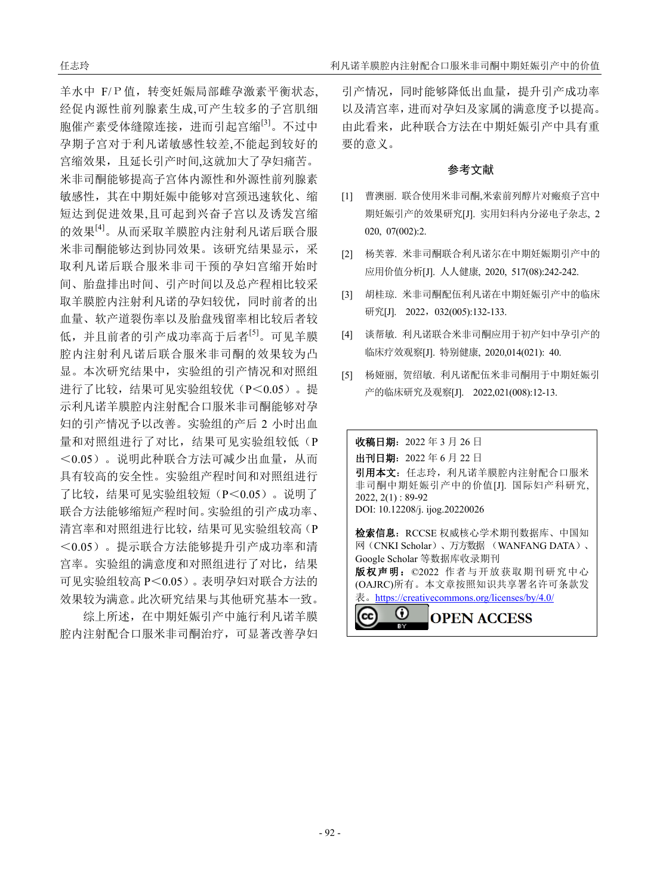羊水中 F/P 值，转变妊娠局部雌孕激素平衡状态，经促内源性前列腺素生成,可产生较多的子宫肌细胞催产素受体缝隙连接，进而引起宫缩[3]。不过中孕期子宫对于利凡诺敏感性较差,不能起到较好的宫缩效果，且延长引产时间,这就加大了孕妇痛苦。米非司酮能够提高子宫体内源性和外源性前列腺素敏感性，其在中期妊娠中能够对宫颈迅速软化、缩短达到促进效果,且可起到兴奋子宫以及诱发宫缩的效果[4]。从而采取羊膜腔内注射利凡诺后联合服米非司酮能够达到协同效果。该研究结果显示，采取利凡诺后联合服米非司干预的孕妇宫缩开始时间、胎盘排出时间、引产时间以及总产程相比较采取羊膜腔内注射利凡诺的孕妇较优，同时前者的出血量、软产道裂伤率以及胎盘残留率相比较后者较低，并且前者的引产成功率高于后者[5]。可见羊膜腔内注射利凡诺后联合服米非司酮的效果较为凸显。本次研究结果中，实验组的引产情况和对照组进行了比较，结果可见实验组较优（P＜0.05）。提示利凡诺羊膜腔内注射配合口服米非司酮能够对孕妇的引产情况予以改善。实验组的产后 2 小时出血量和对照组进行了对比，结果可见实验组较低（P＜0.05）。说明此种联合方法可减少出血量，从而具有较高的安全性。实验组产程时间和对照组进行了比较，结果可见实验组较短（P＜0.05）。说明了联合方法能够缩短产程时间。实验组的引产成功率、清宫率和对照组进行比较，结果可见实验组较高（P＜0.05）。提示联合方法能够提升引产成功率和清宫率。实验组的满意度和对照组进行了对比，结果可见实验组较高 P＜0.05）。表明孕妇对联合方法的效果较为满意。此次研究结果与其他研究基本一致。

综上所述，在中期妊娠引产中施行利凡诺羊膜腔内注射配合口服米非司酮治疗，可显著改善孕妇引产情况，同时能够降低出血量，提升引产成功率以及清宫率，进而对孕妇及家属的满意度予以提高。由此看来，此种联合方法在中期妊娠引产中具有重要的意义。

## 参考文献

[1] 曹澳丽. 联合使用米非司酮,米索前列醇片对瘢痕子宫中期妊娠引产的效果研究[J]. 实用妇科内分泌电子杂志, 2020, 07(002):2.

[2] 杨芙蓉. 米非司酮联合利凡诺尔在中期妊娠期引产中的应用价值分析[J]. 人人健康, 2020, 517(08):242-242.

[3] 胡桂琼. 米非司酮配伍利凡诺在中期妊娠引产中的临床研究[J]. 2022，032(005):132-133.

[4] 谈帮敏. 利凡诺联合米非司酮应用于初产妇中孕引产的临床疗效观察[J]. 特别健康, 2020,014(021): 40.

[5] 杨娅丽，贺绍敏. 利凡诺配伍米非司酮用于中期妊娠引产的临床研究及观察[J]. 2022,021(008):12-13.

**收稿日期**：2022 年 3 月 26 日
**出刊日期**：2022 年 6 月 22 日
**引用本文**：任志玲，利凡诺羊膜腔内注射配合口服米非司酮中期妊娠引产中的价值[J]. 国际妇产科研究, 2022, 2(1) : 89-92
DOI: 10.12208/j. ijog.20220026

**检索信息**：RCCSE 权威核心学术期刊数据库、中国知网（CNKI Scholar）、万方数据（WANFANG DATA）、Google Scholar 等数据库收录期刊
**版权声明**：©2022 作者与开放获取期刊研究中心(OAJRC)所有。本文章按照知识共享署名许可条款发表。https://creativecommons.org/licenses/by/4.0/

OPEN ACCESS